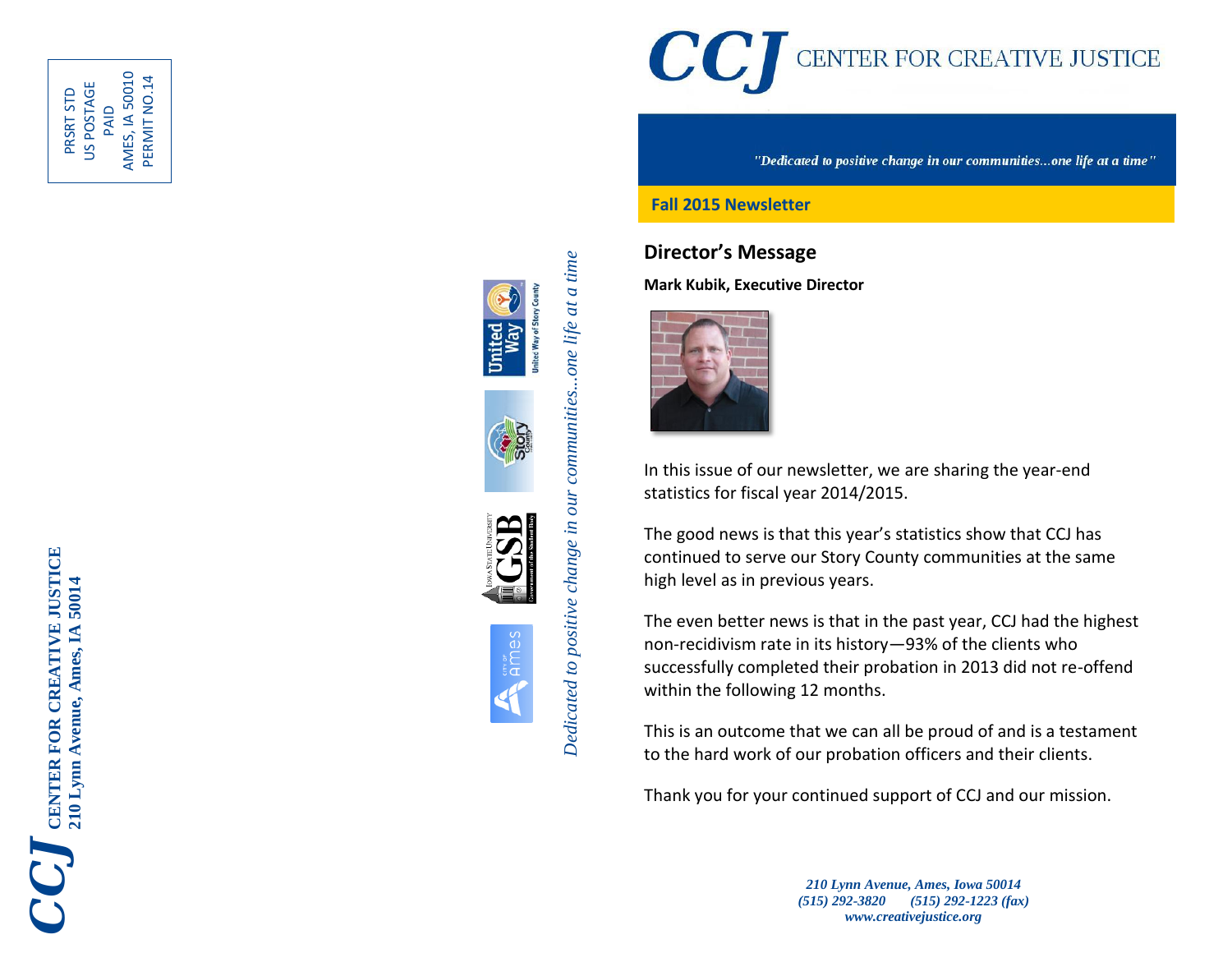PRSRT STD
US POSTAGE
PAID
AMES, IA 50010
PERMIT NO.14

**CCJ CENTER FOR CREATIVE JUSTICE**
**210 Lynn Avenue, Ames, IA 50014**

*Dedicated to positive change in our communities...one life at a time*

# CCJ CENTER FOR CREATIVE JUSTICE

*"Dedicated to positive change in our communities...one life at a time"*

**Fall 2015 Newsletter**

## Director's Message

**Mark Kubik, Executive Director**

In this issue of our newsletter, we are sharing the year-end statistics for fiscal year 2014/2015.

The good news is that this year's statistics show that CCJ has continued to serve our Story County communities at the same high level as in previous years.

The even better news is that in the past year, CCJ had the highest non-recidivism rate in its history—93% of the clients who successfully completed their probation in 2013 did not re-offend within the following 12 months.

This is an outcome that we can all be proud of and is a testament to the hard work of our probation officers and their clients.

Thank you for your continued support of CCJ and our mission.

*210 Lynn Avenue, Ames, Iowa 50014*
*(515) 292-3820 (515) 292-1223 (fax)*
*www.creativejustice.org*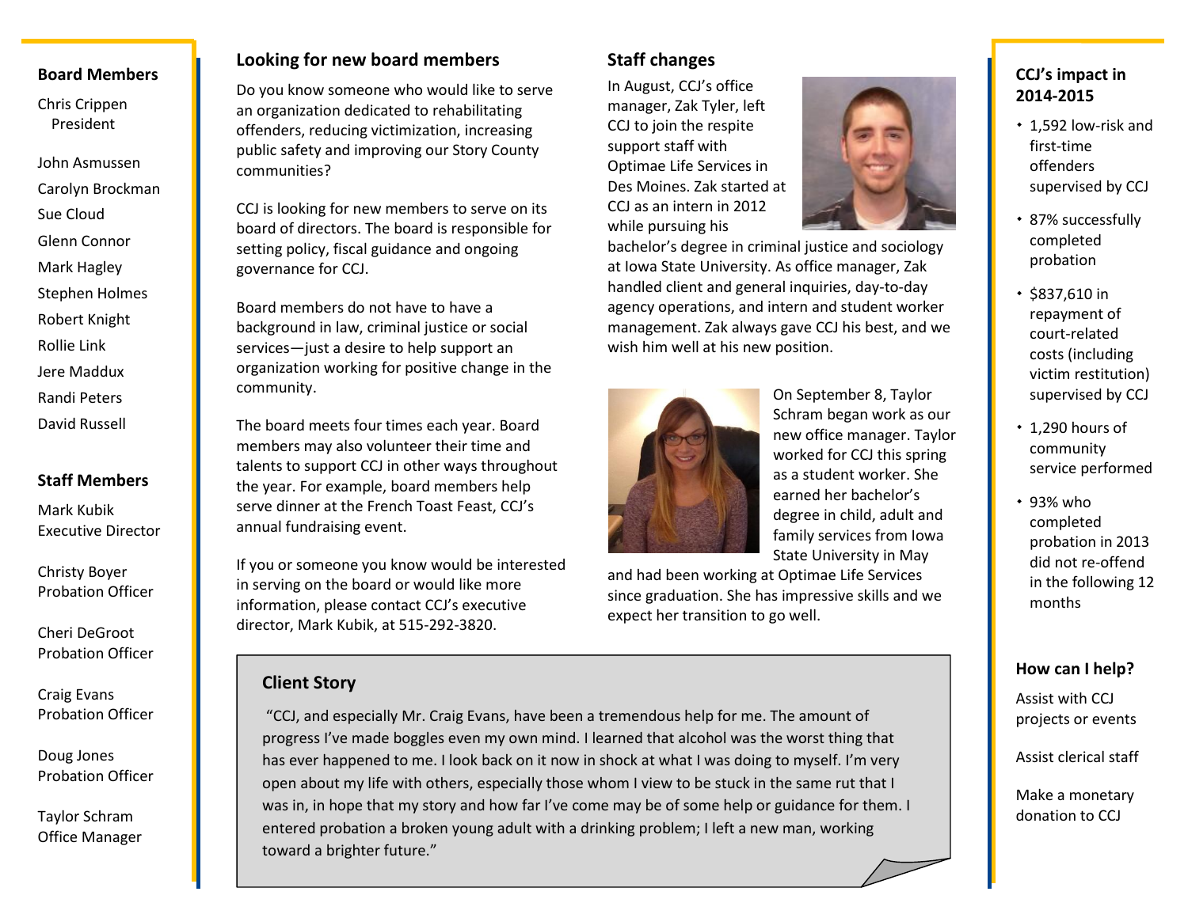## Board Members

Chris Crippen
President

John Asmussen

Carolyn Brockman

Sue Cloud

Glenn Connor

Mark Hagley

Stephen Holmes

Robert Knight

Rollie Link

Jere Maddux

Randi Peters

David Russell

## Staff Members

Mark Kubik
Executive Director

Christy Boyer
Probation Officer

Cheri DeGroot
Probation Officer

Craig Evans
Probation Officer

Doug Jones
Probation Officer

Taylor Schram
Office Manager

## Looking for new board members

Do you know someone who would like to serve an organization dedicated to rehabilitating offenders, reducing victimization, increasing public safety and improving our Story County communities?

CCJ is looking for new members to serve on its board of directors. The board is responsible for setting policy, fiscal guidance and ongoing governance for CCJ.

Board members do not have to have a background in law, criminal justice or social services—just a desire to help support an organization working for positive change in the community.

The board meets four times each year. Board members may also volunteer their time and talents to support CCJ in other ways throughout the year. For example, board members help serve dinner at the French Toast Feast, CCJ's annual fundraising event.

If you or someone you know would be interested in serving on the board or would like more information, please contact CCJ's executive director, Mark Kubik, at 515-292-3820.

## Staff changes

In August, CCJ's office manager, Zak Tyler, left CCJ to join the respite support staff with Optimae Life Services in Des Moines. Zak started at CCJ as an intern in 2012 while pursuing his bachelor's degree in criminal justice and sociology at Iowa State University. As office manager, Zak handled client and general inquiries, day-to-day agency operations, and intern and student worker management. Zak always gave CCJ his best, and we wish him well at his new position.

On September 8, Taylor Schram began work as our new office manager. Taylor worked for CCJ this spring as a student worker. She earned her bachelor's degree in child, adult and family services from Iowa State University in May and had been working at Optimae Life Services since graduation. She has impressive skills and we expect her transition to go well.

## Client Story

"CCJ, and especially Mr. Craig Evans, have been a tremendous help for me. The amount of progress I've made boggles even my own mind. I learned that alcohol was the worst thing that has ever happened to me. I look back on it now in shock at what I was doing to myself. I'm very open about my life with others, especially those whom I view to be stuck in the same rut that I was in, in hope that my story and how far I've come may be of some help or guidance for them. I entered probation a broken young adult with a drinking problem; I left a new man, working toward a brighter future."

## CCJ's impact in 2014-2015

- 1,592 low-risk and first-time offenders supervised by CCJ
- 87% successfully completed probation
- $837,610 in repayment of court-related costs (including victim restitution) supervised by CCJ
- 1,290 hours of community service performed
- 93% who completed probation in 2013 did not re-offend in the following 12 months

## How can I help?

Assist with CCJ projects or events

Assist clerical staff

Make a monetary donation to CCJ